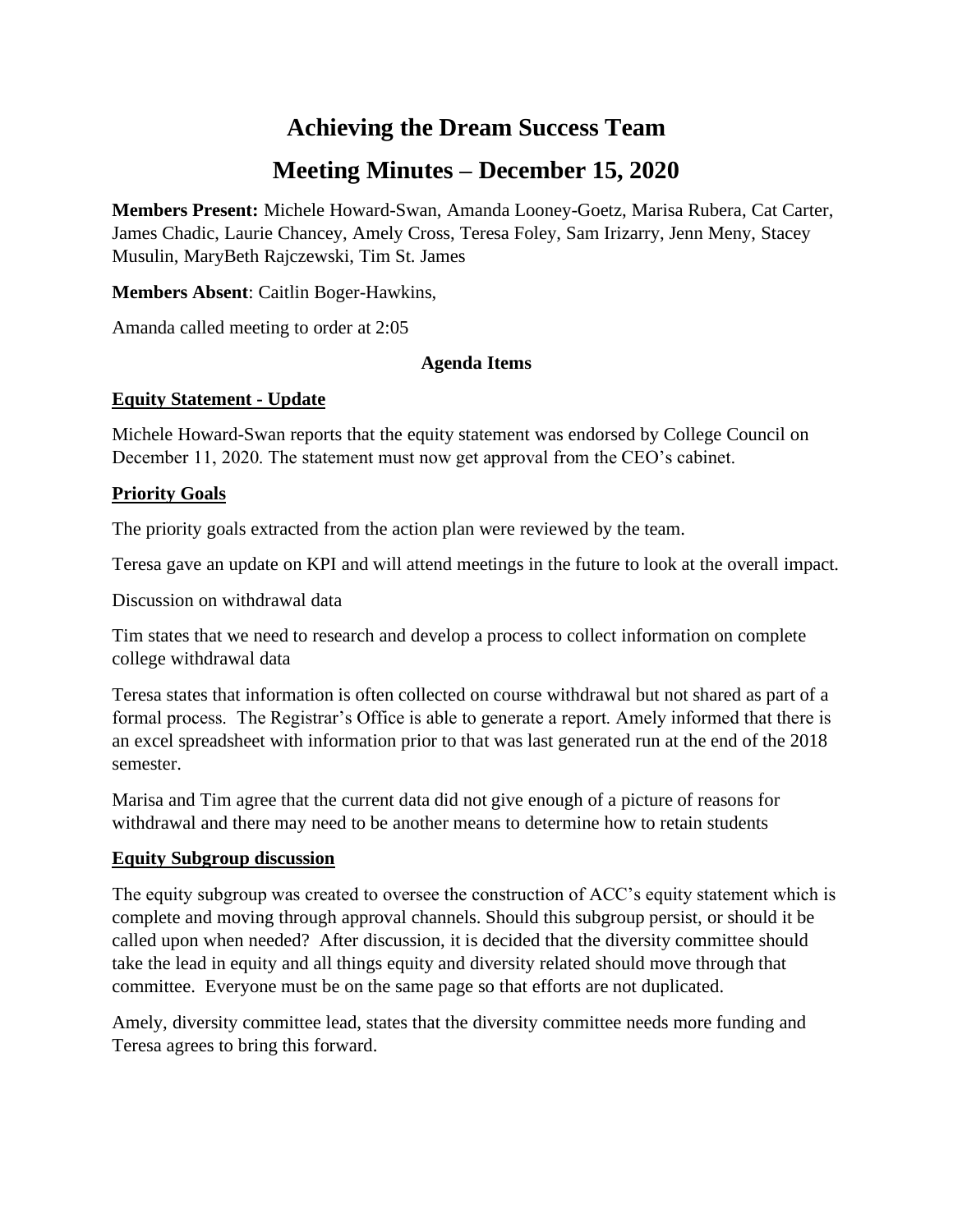# Achieving the Dream Success Team

# Meeting Minutes – December 15, 2020

**Members Present:** Michele Howard-Swan, Amanda Looney-Goetz, Marisa Rubera, Cat Carter, James Chadic, Laurie Chancey, Amely Cross, Teresa Foley, Sam Irizarry, Jenn Meny, Stacey Musulin, MaryBeth Rajczewski, Tim St. James

**Members Absent**: Caitlin Boger-Hawkins,

Amanda called meeting to order at 2:05

**Agenda Items**

**Equity Statement - Update**

Michele Howard-Swan reports that the equity statement was endorsed by College Council on December 11, 2020. The statement must now get approval from the CEO's cabinet.

**Priority Goals**

The priority goals extracted from the action plan were reviewed by the team.

Teresa gave an update on KPI and will attend meetings in the future to look at the overall impact.

Discussion on withdrawal data

Tim states that we need to research and develop a process to collect information on complete college withdrawal data

Teresa states that information is often collected on course withdrawal but not shared as part of a formal process. The Registrar's Office is able to generate a report. Amely informed that there is an excel spreadsheet with information prior to that was last generated run at the end of the 2018 semester.

Marisa and Tim agree that the current data did not give enough of a picture of reasons for withdrawal and there may need to be another means to determine how to retain students

**Equity Subgroup discussion**

The equity subgroup was created to oversee the construction of ACC's equity statement which is complete and moving through approval channels. Should this subgroup persist, or should it be called upon when needed? After discussion, it is decided that the diversity committee should take the lead in equity and all things equity and diversity related should move through that committee. Everyone must be on the same page so that efforts are not duplicated.

Amely, diversity committee lead, states that the diversity committee needs more funding and Teresa agrees to bring this forward.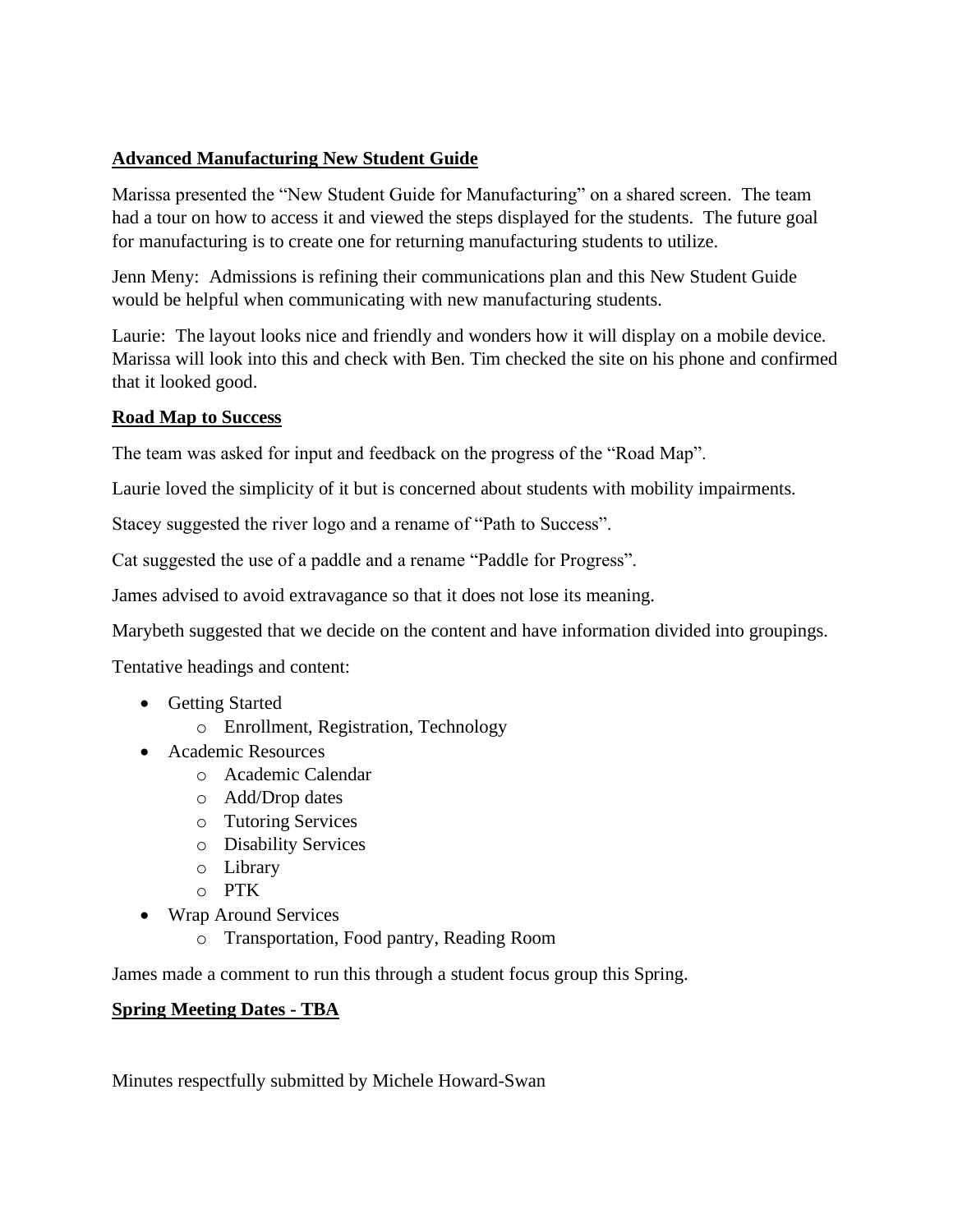## Advanced Manufacturing New Student Guide

Marissa presented the "New Student Guide for Manufacturing" on a shared screen. The team had a tour on how to access it and viewed the steps displayed for the students. The future goal for manufacturing is to create one for returning manufacturing students to utilize.

Jenn Meny: Admissions is refining their communications plan and this New Student Guide would be helpful when communicating with new manufacturing students.

Laurie: The layout looks nice and friendly and wonders how it will display on a mobile device. Marissa will look into this and check with Ben. Tim checked the site on his phone and confirmed that it looked good.

## Road Map to Success

The team was asked for input and feedback on the progress of the "Road Map".

Laurie loved the simplicity of it but is concerned about students with mobility impairments.

Stacey suggested the river logo and a rename of "Path to Success".

Cat suggested the use of a paddle and a rename "Paddle for Progress".

James advised to avoid extravagance so that it does not lose its meaning.

Marybeth suggested that we decide on the content and have information divided into groupings.

Tentative headings and content:

- Getting Started
    - Enrollment, Registration, Technology
- Academic Resources
    - Academic Calendar
    - Add/Drop dates
    - Tutoring Services
    - Disability Services
    - Library
    - PTK
- Wrap Around Services
    - Transportation, Food pantry, Reading Room

James made a comment to run this through a student focus group this Spring.

## Spring Meeting Dates - TBA

Minutes respectfully submitted by Michele Howard-Swan